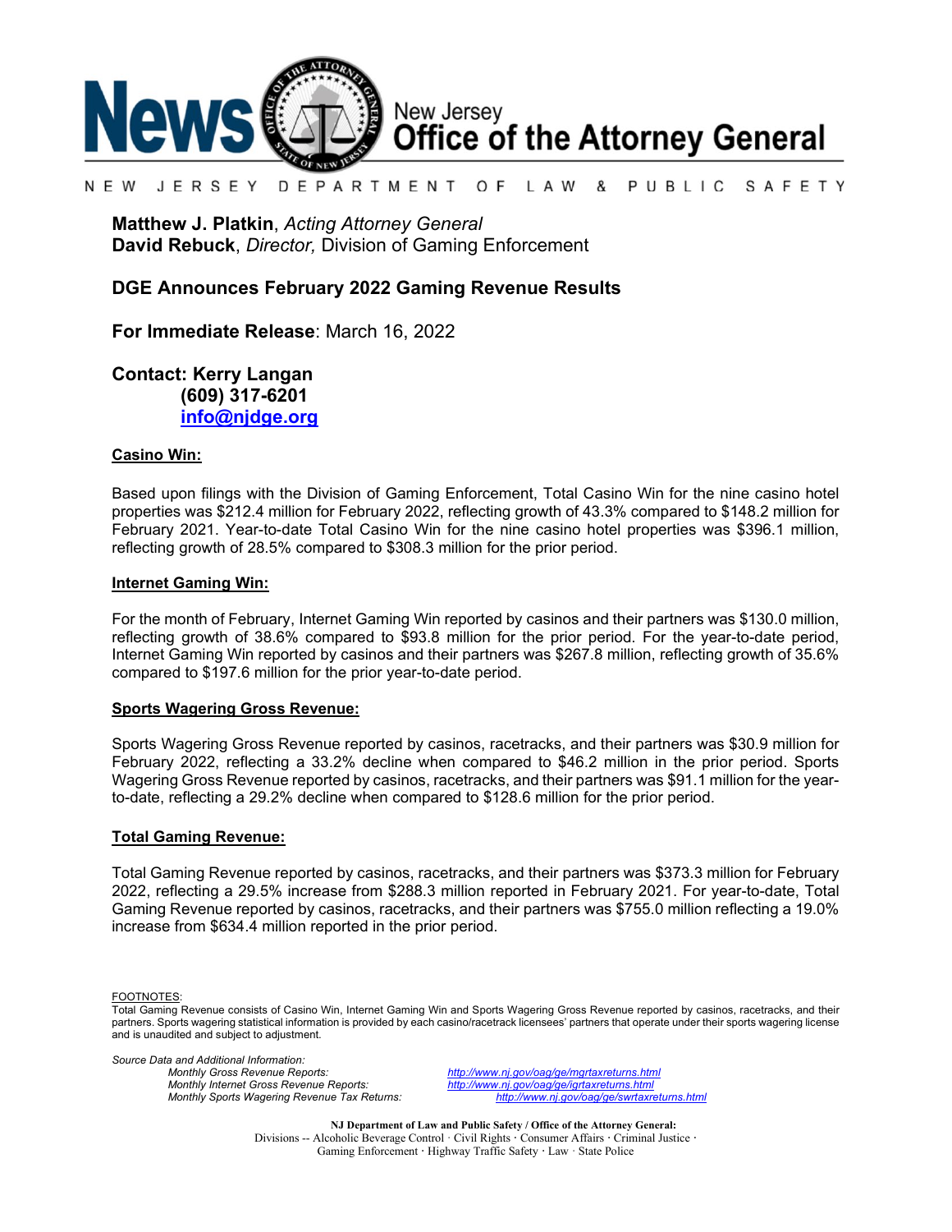News New Jersey Office of the Attorney General

NEW JERSEY DEPARTMENT OF LAW & PUBLIC SAFETY

**Matthew J. Platkin**, *Acting Attorney General*
**David Rebuck**, *Director,* Division of Gaming Enforcement

## DGE Announces February 2022 Gaming Revenue Results

**For Immediate Release**: March 16, 2022

**Contact: Kerry Langan**
**(609) 317-6201**
**info@njdge.org**

### Casino Win:

Based upon filings with the Division of Gaming Enforcement, Total Casino Win for the nine casino hotel properties was $212.4 million for February 2022, reflecting growth of 43.3% compared to $148.2 million for February 2021. Year-to-date Total Casino Win for the nine casino hotel properties was $396.1 million, reflecting growth of 28.5% compared to $308.3 million for the prior period.

### Internet Gaming Win:

For the month of February, Internet Gaming Win reported by casinos and their partners was $130.0 million, reflecting growth of 38.6% compared to $93.8 million for the prior period. For the year-to-date period, Internet Gaming Win reported by casinos and their partners was $267.8 million, reflecting growth of 35.6% compared to $197.6 million for the prior year-to-date period.

### Sports Wagering Gross Revenue:

Sports Wagering Gross Revenue reported by casinos, racetracks, and their partners was $30.9 million for February 2022, reflecting a 33.2% decline when compared to $46.2 million in the prior period. Sports Wagering Gross Revenue reported by casinos, racetracks, and their partners was $91.1 million for the year-to-date, reflecting a 29.2% decline when compared to $128.6 million for the prior period.

### Total Gaming Revenue:

Total Gaming Revenue reported by casinos, racetracks, and their partners was $373.3 million for February 2022, reflecting a 29.5% increase from $288.3 million reported in February 2021. For year-to-date, Total Gaming Revenue reported by casinos, racetracks, and their partners was $755.0 million reflecting a 19.0% increase from $634.4 million reported in the prior period.

FOOTNOTES:
Total Gaming Revenue consists of Casino Win, Internet Gaming Win and Sports Wagering Gross Revenue reported by casinos, racetracks, and their partners. Sports wagering statistical information is provided by each casino/racetrack licensees' partners that operate under their sports wagering license and is unaudited and subject to adjustment.

*Source Data and Additional Information:*
*Monthly Gross Revenue Reports:* http://www.nj.gov/oag/ge/mgrtaxreturns.html
*Monthly Internet Gross Revenue Reports:* http://www.nj.gov/oag/ge/igrtaxreturns.html
*Monthly Sports Wagering Revenue Tax Returns:* http://www.nj.gov/oag/ge/swrtaxreturns.html

**NJ Department of Law and Public Safety / Office of the Attorney General:**
Divisions -- Alcoholic Beverage Control · Civil Rights · Consumer Affairs · Criminal Justice · Gaming Enforcement · Highway Traffic Safety · Law · State Police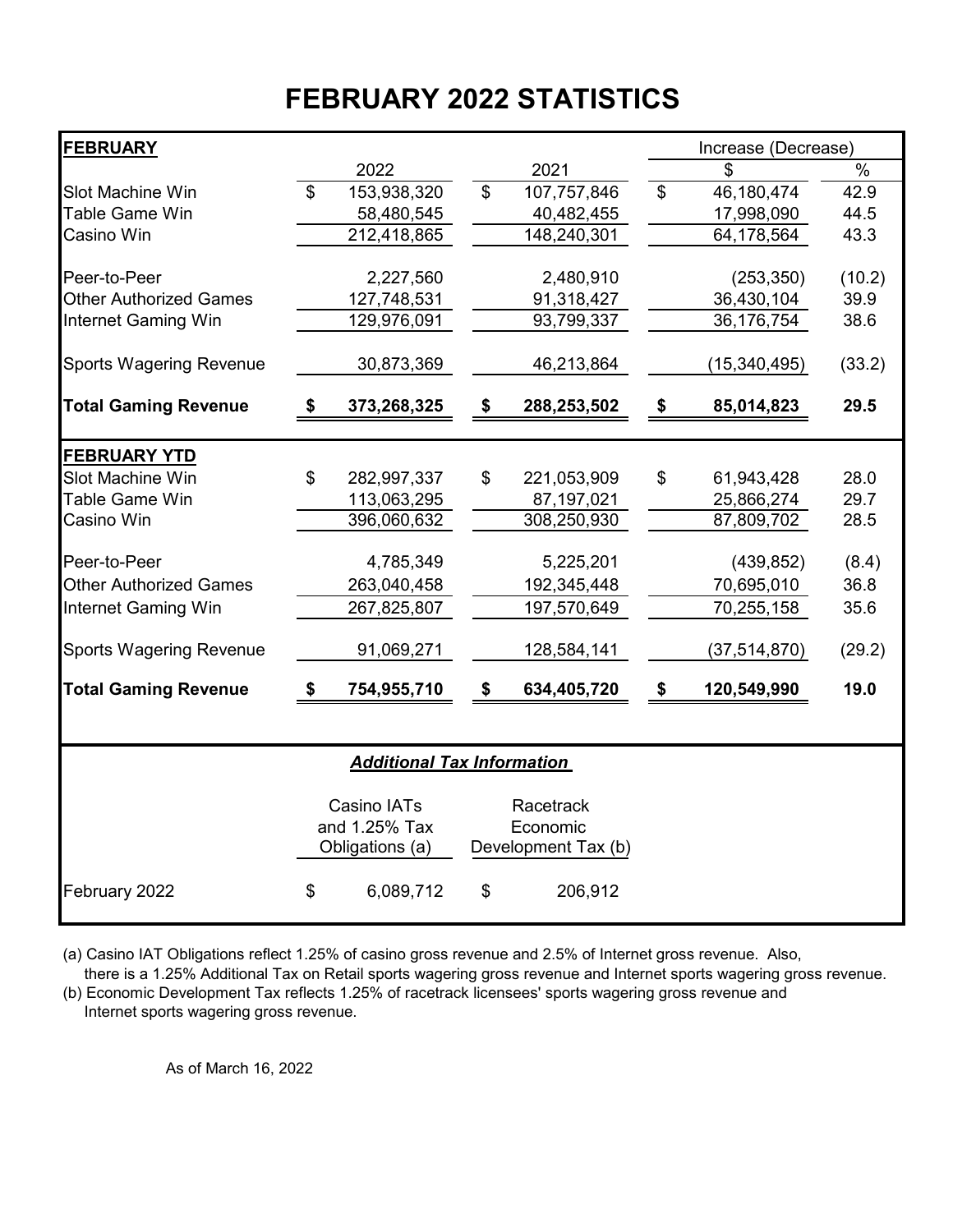# FEBRUARY 2022 STATISTICS

| **FEBRUARY** | | | Increase (Decrease) | |
|---|---|---|---|---|
| | 2022 | 2021 | $ | % |
| Slot Machine Win | $ 153,938,320 | $ 107,757,846 | $ 46,180,474 | 42.9 |
| Table Game Win | 58,480,545 | 40,482,455 | 17,998,090 | 44.5 |
| Casino Win | 212,418,865 | 148,240,301 | 64,178,564 | 43.3 |
| Peer-to-Peer | 2,227,560 | 2,480,910 | (253,350) | (10.2) |
| Other Authorized Games | 127,748,531 | 91,318,427 | 36,430,104 | 39.9 |
| Internet Gaming Win | 129,976,091 | 93,799,337 | 36,176,754 | 38.6 |
| Sports Wagering Revenue | 30,873,369 | 46,213,864 | (15,340,495) | (33.2) |
| **Total Gaming Revenue** | **$ 373,268,325** | **$ 288,253,502** | **$ 85,014,823** | **29.5** |
| **FEBRUARY YTD** | | | | |
| Slot Machine Win | $ 282,997,337 | $ 221,053,909 | $ 61,943,428 | 28.0 |
| Table Game Win | 113,063,295 | 87,197,021 | 25,866,274 | 29.7 |
| Casino Win | 396,060,632 | 308,250,930 | 87,809,702 | 28.5 |
| Peer-to-Peer | 4,785,349 | 5,225,201 | (439,852) | (8.4) |
| Other Authorized Games | 263,040,458 | 192,345,448 | 70,695,010 | 36.8 |
| Internet Gaming Win | 267,825,807 | 197,570,649 | 70,255,158 | 35.6 |
| Sports Wagering Revenue | 91,069,271 | 128,584,141 | (37,514,870) | (29.2) |
| **Total Gaming Revenue** | **$ 754,955,710** | **$ 634,405,720** | **$ 120,549,990** | **19.0** |

***Additional Tax Information***

| | Casino IATs and 1.25% Tax Obligations (a) | Racetrack Economic Development Tax (b) |
|---|---|---|
| February 2022 | $ 6,089,712 | $ 206,912 |

(a) Casino IAT Obligations reflect 1.25% of casino gross revenue and 2.5% of Internet gross revenue. Also, there is a 1.25% Additional Tax on Retail sports wagering gross revenue and Internet sports wagering gross revenue.

(b) Economic Development Tax reflects 1.25% of racetrack licensees' sports wagering gross revenue and Internet sports wagering gross revenue.

As of March 16, 2022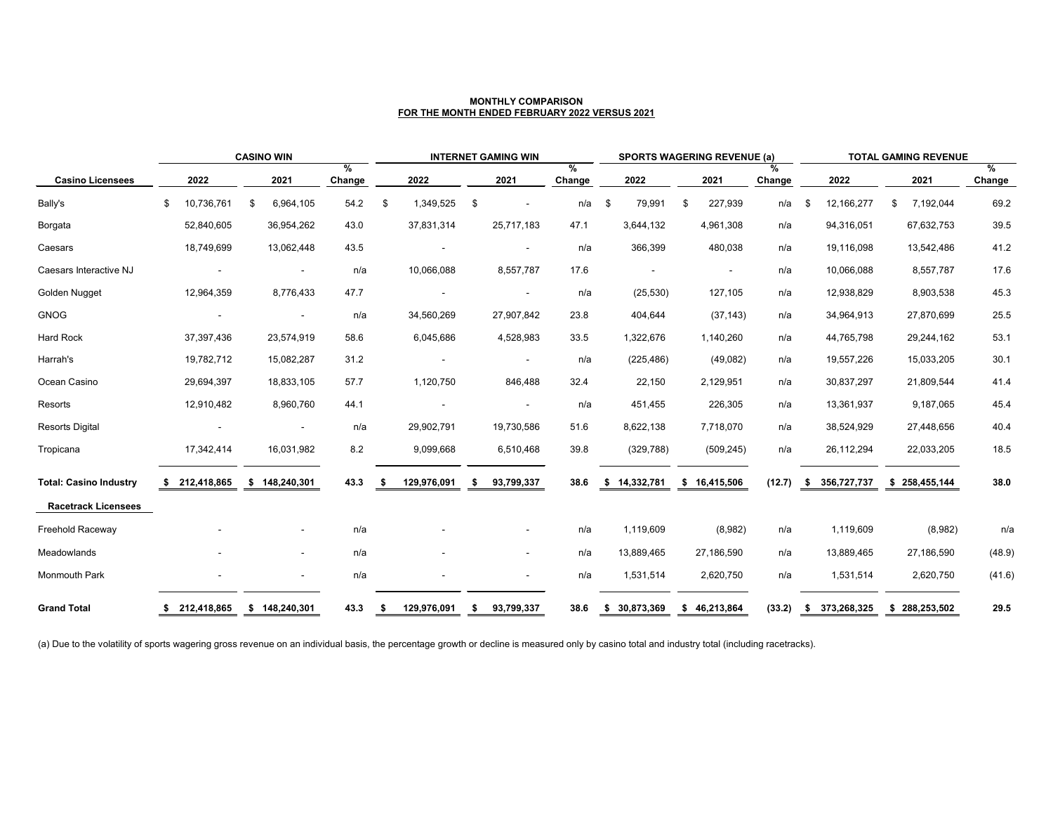**MONTHLY COMPARISON**
**FOR THE MONTH ENDED FEBRUARY 2022 VERSUS 2021**

| | CASINO WIN | | | INTERNET GAMING WIN | | | SPORTS WAGERING REVENUE (a) | | | TOTAL GAMING REVENUE | | |
|---|---|---|---|---|---|---|---|---|---|---|---|---|
| **Casino Licensees** | **2022** | **2021** | **% Change** | **2022** | **2021** | **% Change** | **2022** | **2021** | **% Change** | **2022** | **2021** | **% Change** |
| Bally's | $ 10,736,761 | $ 6,964,105 | 54.2 | $ 1,349,525 | $ - | n/a | $ 79,991 | $ 227,939 | n/a | $ 12,166,277 | $ 7,192,044 | 69.2 |
| Borgata | 52,840,605 | 36,954,262 | 43.0 | 37,831,314 | 25,717,183 | 47.1 | 3,644,132 | 4,961,308 | n/a | 94,316,051 | 67,632,753 | 39.5 |
| Caesars | 18,749,699 | 13,062,448 | 43.5 | - | - | n/a | 366,399 | 480,038 | n/a | 19,116,098 | 13,542,486 | 41.2 |
| Caesars Interactive NJ | - | - | n/a | 10,066,088 | 8,557,787 | 17.6 | - | - | n/a | 10,066,088 | 8,557,787 | 17.6 |
| Golden Nugget | 12,964,359 | 8,776,433 | 47.7 | - | - | n/a | (25,530) | 127,105 | n/a | 12,938,829 | 8,903,538 | 45.3 |
| GNOG | - | - | n/a | 34,560,269 | 27,907,842 | 23.8 | 404,644 | (37,143) | n/a | 34,964,913 | 27,870,699 | 25.5 |
| Hard Rock | 37,397,436 | 23,574,919 | 58.6 | 6,045,686 | 4,528,983 | 33.5 | 1,322,676 | 1,140,260 | n/a | 44,765,798 | 29,244,162 | 53.1 |
| Harrah's | 19,782,712 | 15,082,287 | 31.2 | - | - | n/a | (225,486) | (49,082) | n/a | 19,557,226 | 15,033,205 | 30.1 |
| Ocean Casino | 29,694,397 | 18,833,105 | 57.7 | 1,120,750 | 846,488 | 32.4 | 22,150 | 2,129,951 | n/a | 30,837,297 | 21,809,544 | 41.4 |
| Resorts | 12,910,482 | 8,960,760 | 44.1 | - | - | n/a | 451,455 | 226,305 | n/a | 13,361,937 | 9,187,065 | 45.4 |
| Resorts Digital | - | - | n/a | 29,902,791 | 19,730,586 | 51.6 | 8,622,138 | 7,718,070 | n/a | 38,524,929 | 27,448,656 | 40.4 |
| Tropicana | 17,342,414 | 16,031,982 | 8.2 | 9,099,668 | 6,510,468 | 39.8 | (329,788) | (509,245) | n/a | 26,112,294 | 22,033,205 | 18.5 |
| **Total: Casino Industry** | **$ 212,418,865** | **$ 148,240,301** | **43.3** | **$ 129,976,091** | **$ 93,799,337** | **38.6** | **$ 14,332,781** | **$ 16,415,506** | **(12.7)** | **$ 356,727,737** | **$ 258,455,144** | **38.0** |
| **Racetrack Licensees** | | | | | | | | | | | | |
| Freehold Raceway | - | - | n/a | - | - | n/a | 1,119,609 | (8,982) | n/a | 1,119,609 | (8,982) | n/a |
| Meadowlands | - | - | n/a | - | - | n/a | 13,889,465 | 27,186,590 | n/a | 13,889,465 | 27,186,590 | (48.9) |
| Monmouth Park | - | - | n/a | - | - | n/a | 1,531,514 | 2,620,750 | n/a | 1,531,514 | 2,620,750 | (41.6) |
| **Grand Total** | **$ 212,418,865** | **$ 148,240,301** | **43.3** | **$ 129,976,091** | **$ 93,799,337** | **38.6** | **$ 30,873,369** | **$ 46,213,864** | **(33.2)** | **$ 373,268,325** | **$ 288,253,502** | **29.5** |

(a) Due to the volatility of sports wagering gross revenue on an individual basis, the percentage growth or decline is measured only by casino total and industry total (including racetracks).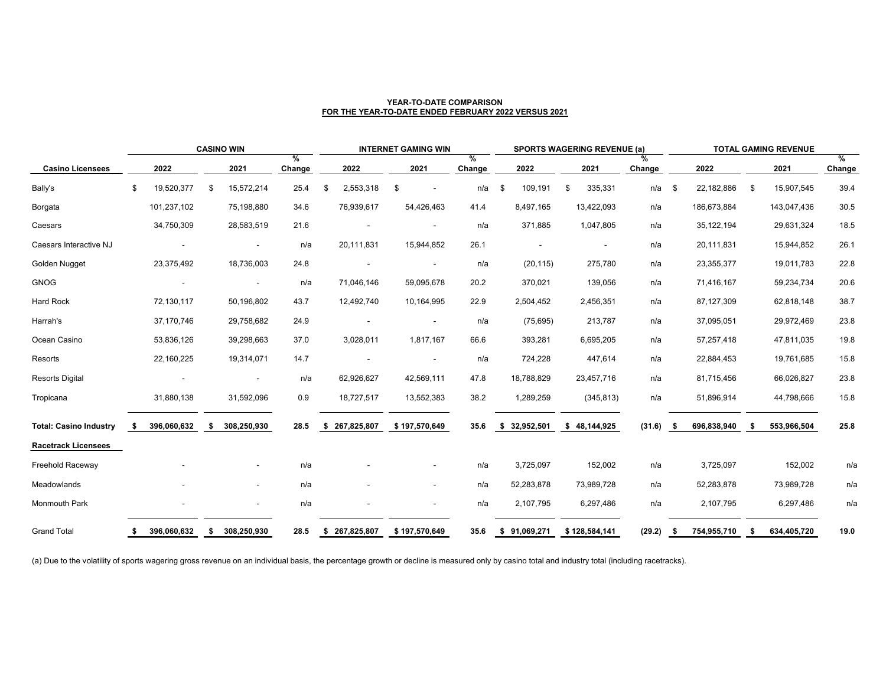**YEAR-TO-DATE COMPARISON**
**FOR THE YEAR-TO-DATE ENDED FEBRUARY 2022 VERSUS 2021**

| | CASINO WIN | | | INTERNET GAMING WIN | | | SPORTS WAGERING REVENUE (a) | | | TOTAL GAMING REVENUE | | |
|---|---|---|---|---|---|---|---|---|---|---|---|---|
| **Casino Licensees** | **2022** | **2021** | **% Change** | **2022** | **2021** | **% Change** | **2022** | **2021** | **% Change** | **2022** | **2021** | **% Change** |
| Bally's | $ 19,520,377 | $ 15,572,214 | 25.4 | $ 2,553,318 | $ - | n/a | $ 109,191 | $ 335,331 | n/a | $ 22,182,886 | $ 15,907,545 | 39.4 |
| Borgata | 101,237,102 | 75,198,880 | 34.6 | 76,939,617 | 54,426,463 | 41.4 | 8,497,165 | 13,422,093 | n/a | 186,673,884 | 143,047,436 | 30.5 |
| Caesars | 34,750,309 | 28,583,519 | 21.6 | - | - | n/a | 371,885 | 1,047,805 | n/a | 35,122,194 | 29,631,324 | 18.5 |
| Caesars Interactive NJ | - | - | n/a | 20,111,831 | 15,944,852 | 26.1 | - | - | n/a | 20,111,831 | 15,944,852 | 26.1 |
| Golden Nugget | 23,375,492 | 18,736,003 | 24.8 | - | - | n/a | (20,115) | 275,780 | n/a | 23,355,377 | 19,011,783 | 22.8 |
| GNOG | - | - | n/a | 71,046,146 | 59,095,678 | 20.2 | 370,021 | 139,056 | n/a | 71,416,167 | 59,234,734 | 20.6 |
| Hard Rock | 72,130,117 | 50,196,802 | 43.7 | 12,492,740 | 10,164,995 | 22.9 | 2,504,452 | 2,456,351 | n/a | 87,127,309 | 62,818,148 | 38.7 |
| Harrah's | 37,170,746 | 29,758,682 | 24.9 | - | - | n/a | (75,695) | 213,787 | n/a | 37,095,051 | 29,972,469 | 23.8 |
| Ocean Casino | 53,836,126 | 39,298,663 | 37.0 | 3,028,011 | 1,817,167 | 66.6 | 393,281 | 6,695,205 | n/a | 57,257,418 | 47,811,035 | 19.8 |
| Resorts | 22,160,225 | 19,314,071 | 14.7 | - | - | n/a | 724,228 | 447,614 | n/a | 22,884,453 | 19,761,685 | 15.8 |
| Resorts Digital | - | - | n/a | 62,926,627 | 42,569,111 | 47.8 | 18,788,829 | 23,457,716 | n/a | 81,715,456 | 66,026,827 | 23.8 |
| Tropicana | 31,880,138 | 31,592,096 | 0.9 | 18,727,517 | 13,552,383 | 38.2 | 1,289,259 | (345,813) | n/a | 51,896,914 | 44,798,666 | 15.8 |
| **Total: Casino Industry** | **$ 396,060,632** | **$ 308,250,930** | **28.5** | **$ 267,825,807** | **$ 197,570,649** | **35.6** | **$ 32,952,501** | **$ 48,144,925** | **(31.6)** | **$ 696,838,940** | **$ 553,966,504** | **25.8** |
| **Racetrack Licensees** | | | | | | | | | | | | |
| Freehold Raceway | - | - | n/a | - | - | n/a | 3,725,097 | 152,002 | n/a | 3,725,097 | 152,002 | n/a |
| Meadowlands | - | - | n/a | - | - | n/a | 52,283,878 | 73,989,728 | n/a | 52,283,878 | 73,989,728 | n/a |
| Monmouth Park | - | - | n/a | - | - | n/a | 2,107,795 | 6,297,486 | n/a | 2,107,795 | 6,297,486 | n/a |
| Grand Total | $ 396,060,632 | $ 308,250,930 | 28.5 | $ 267,825,807 | $ 197,570,649 | 35.6 | $ 91,069,271 | $ 128,584,141 | (29.2) | $ 754,955,710 | $ 634,405,720 | 19.0 |

(a) Due to the volatility of sports wagering gross revenue on an individual basis, the percentage growth or decline is measured only by casino total and industry total (including racetracks).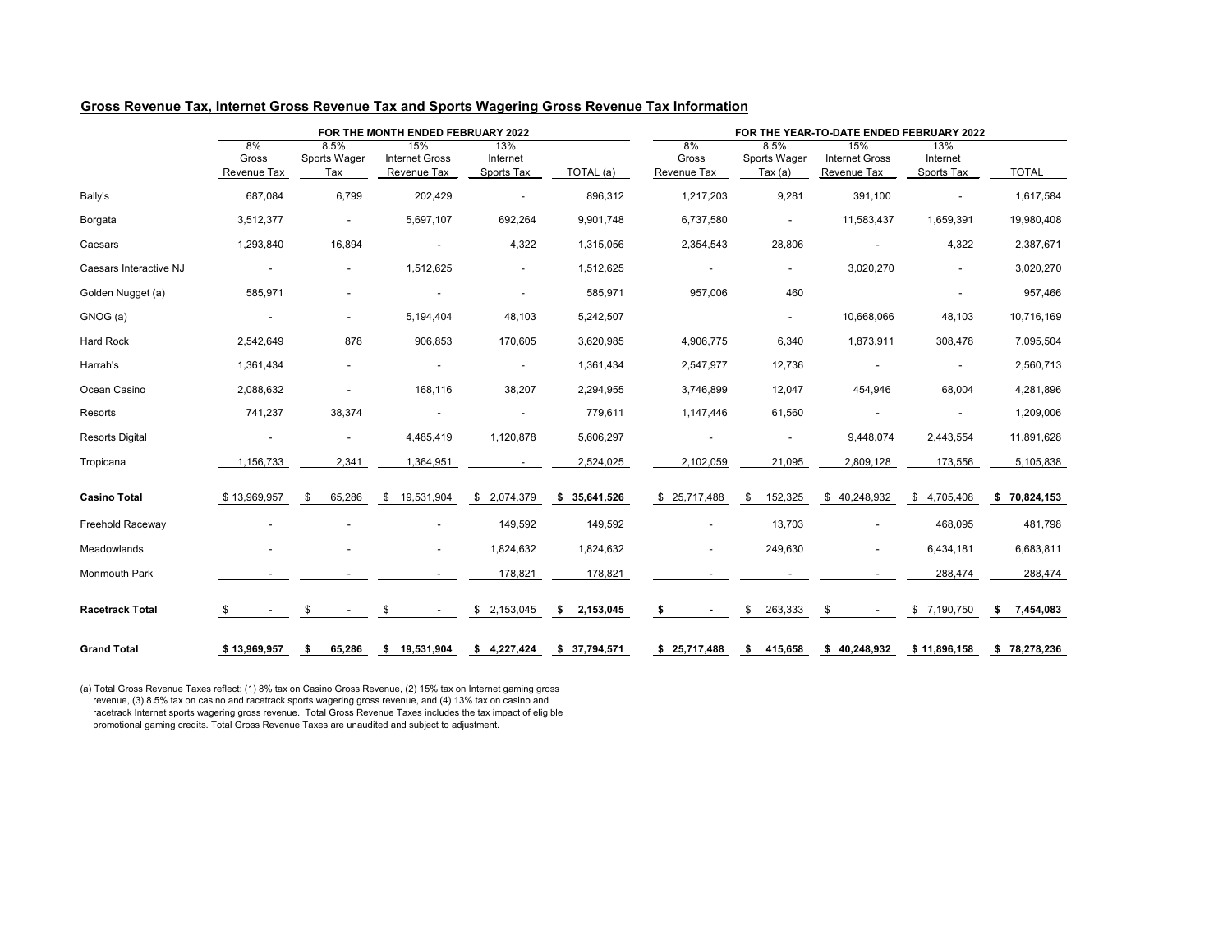## Gross Revenue Tax, Internet Gross Revenue Tax and Sports Wagering Gross Revenue Tax Information

| | FOR THE MONTH ENDED FEBRUARY 2022 | | | | | FOR THE YEAR-TO-DATE ENDED FEBRUARY 2022 | | | | |
|---|---|---|---|---|---|---|---|---|---|---|
| | 8% Gross Revenue Tax | 8.5% Sports Wager Tax | 15% Internet Gross Revenue Tax | 13% Internet Sports Tax | TOTAL (a) | 8% Gross Revenue Tax | 8.5% Sports Wager Tax (a) | 15% Internet Gross Revenue Tax | 13% Internet Sports Tax | TOTAL |
| Bally's | 687,084 | 6,799 | 202,429 | - | 896,312 | 1,217,203 | 9,281 | 391,100 | - | 1,617,584 |
| Borgata | 3,512,377 | - | 5,697,107 | 692,264 | 9,901,748 | 6,737,580 | - | 11,583,437 | 1,659,391 | 19,980,408 |
| Caesars | 1,293,840 | 16,894 | - | 4,322 | 1,315,056 | 2,354,543 | 28,806 | - | 4,322 | 2,387,671 |
| Caesars Interactive NJ | - | - | 1,512,625 | - | 1,512,625 | - | - | 3,020,270 | - | 3,020,270 |
| Golden Nugget (a) | 585,971 | - | - | - | 585,971 | 957,006 | 460 | | - | 957,466 |
| GNOG (a) | - | - | 5,194,404 | 48,103 | 5,242,507 | | - | 10,668,066 | 48,103 | 10,716,169 |
| Hard Rock | 2,542,649 | 878 | 906,853 | 170,605 | 3,620,985 | 4,906,775 | 6,340 | 1,873,911 | 308,478 | 7,095,504 |
| Harrah's | 1,361,434 | - | - | - | 1,361,434 | 2,547,977 | 12,736 | - | - | 2,560,713 |
| Ocean Casino | 2,088,632 | - | 168,116 | 38,207 | 2,294,955 | 3,746,899 | 12,047 | 454,946 | 68,004 | 4,281,896 |
| Resorts | 741,237 | 38,374 | - | - | 779,611 | 1,147,446 | 61,560 | - | - | 1,209,006 |
| Resorts Digital | - | - | 4,485,419 | 1,120,878 | 5,606,297 | - | - | 9,448,074 | 2,443,554 | 11,891,628 |
| Tropicana | 1,156,733 | 2,341 | 1,364,951 | - | 2,524,025 | 2,102,059 | 21,095 | 2,809,128 | 173,556 | 5,105,838 |
| **Casino Total** | $ 13,969,957 | $ 65,286 | $ 19,531,904 | $ 2,074,379 | **$ 35,641,526** | $ 25,717,488 | $ 152,325 | $ 40,248,932 | $ 4,705,408 | **$ 70,824,153** |
| Freehold Raceway | - | - | - | 149,592 | 149,592 | - | 13,703 | - | 468,095 | 481,798 |
| Meadowlands | - | - | - | 1,824,632 | 1,824,632 | - | 249,630 | - | 6,434,181 | 6,683,811 |
| Monmouth Park | - | - | - | 178,821 | 178,821 | - | - | - | 288,474 | 288,474 |
| **Racetrack Total** | $ - | $ - | $ - | $ 2,153,045 | **$ 2,153,045** | **$ -** | $ 263,333 | $ - | $ 7,190,750 | **$ 7,454,083** |
| **Grand Total** | **$ 13,969,957** | **$ 65,286** | **$ 19,531,904** | **$ 4,227,424** | **$ 37,794,571** | **$ 25,717,488** | **$ 415,658** | **$ 40,248,932** | **$ 11,896,158** | **$ 78,278,236** |

(a) Total Gross Revenue Taxes reflect: (1) 8% tax on Casino Gross Revenue, (2) 15% tax on Internet gaming gross revenue, (3) 8.5% tax on casino and racetrack sports wagering gross revenue, and (4) 13% tax on casino and racetrack Internet sports wagering gross revenue. Total Gross Revenue Taxes includes the tax impact of eligible promotional gaming credits. Total Gross Revenue Taxes are unaudited and subject to adjustment.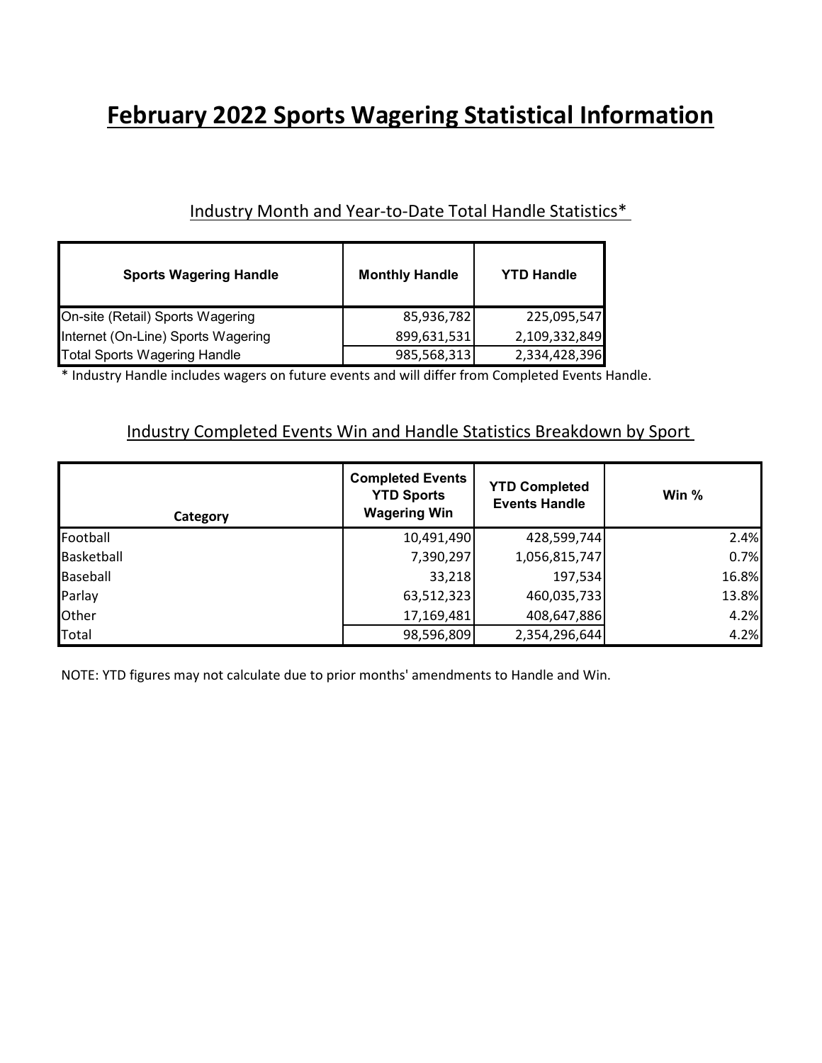# February 2022 Sports Wagering Statistical Information

## Industry Month and Year-to-Date Total Handle Statistics*

| Sports Wagering Handle | Monthly Handle | YTD Handle |
|---|---|---|
| On-site (Retail) Sports Wagering | 85,936,782 | 225,095,547 |
| Internet (On-Line) Sports Wagering | 899,631,531 | 2,109,332,849 |
| Total Sports Wagering Handle | 985,568,313 | 2,334,428,396 |

* Industry Handle includes wagers on future events and will differ from Completed Events Handle.

## Industry Completed Events Win and Handle Statistics Breakdown by Sport

| Category | Completed Events YTD Sports Wagering Win | YTD Completed Events Handle | Win % |
|---|---|---|---|
| Football | 10,491,490 | 428,599,744 | 2.4% |
| Basketball | 7,390,297 | 1,056,815,747 | 0.7% |
| Baseball | 33,218 | 197,534 | 16.8% |
| Parlay | 63,512,323 | 460,035,733 | 13.8% |
| Other | 17,169,481 | 408,647,886 | 4.2% |
| Total | 98,596,809 | 2,354,296,644 | 4.2% |

NOTE: YTD figures may not calculate due to prior months' amendments to Handle and Win.